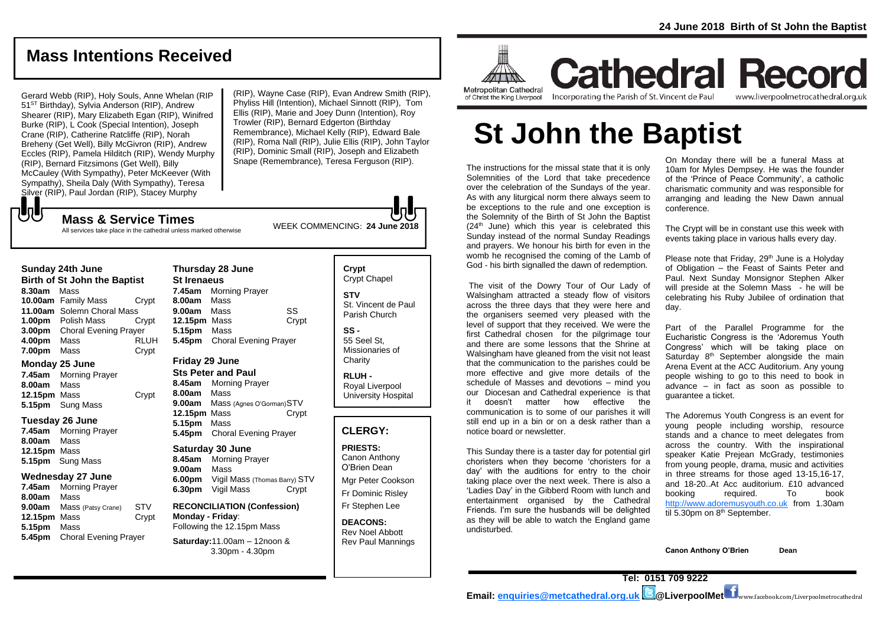# Mass Intentions Received

Gerard Webb (RIP), Holy Souls, Anne Whelan (RIP 51[ST] Birthday), Sylvia Anderson (RIP), Andrew Shearer (RIP), Mary Elizabeth Egan (RIP), Winifred Burke (RIP), L Cook (Special Intention), Joseph Crane (RIP), Catherine Ratcliffe (RIP), Norah Breheny (Get Well), Billy McGivron (RIP), Andrew Eccles (RIP), Pamela Hilditch (RIP), Wendy Murphy (RIP), Bernard Fitzsimons (Get Well), Billy McCauley (With Sympathy), Peter McKeever (With Sympathy), Sheila Daly (With Sympathy), Teresa Silver (RIP), Paul Jordan (RIP), Stacey Murphy (RIP), Wayne Case (RIP), Evan Andrew Smith (RIP), Phyliss Hill (Intention), Michael Sinnott (RIP), Tom Ellis (RIP), Marie and Joey Dunn (Intention), Roy Trowler (RIP), Bernard Edgerton (Birthday Remembrance), Michael Kelly (RIP), Edward Bale (RIP), Roma Nall (RIP), Julie Ellis (RIP), John Taylor (RIP), Dominic Small (RIP), Joseph and Elizabeth Snape (Remembrance), Teresa Ferguson (RIP).

## Mass & Service Times

All services take place in the cathedral unless marked otherwise

WEEK COMMENCING: **24 June 2018**

### Sunday 24th June
**Birth of St John the Baptist**

**8.30am** Mass
**10.00am** Family Mass — Crypt
**11.00am** Solemn Choral Mass
**1.00pm** Polish Mass — Crypt
**3.00pm** Choral Evening Prayer
**4.00pm** Mass — RLUH
**7.00pm** Mass — Crypt

### Monday 25 June

**7.45am** Morning Prayer
**8.00am** Mass
**12.15pm** Mass — Crypt
**5.15pm** Sung Mass

### Tuesday 26 June

**7.45am** Morning Prayer
**8.00am** Mass
**12.15pm** Mass
**5.15pm** Sung Mass

### Wednesday 27 June

**7.45am** Morning Prayer
**8.00am** Mass
**9.00am** Mass (Patsy Crane) — STV
**12.15pm** Mass — Crypt
**5.15pm** Mass
**5.45pm** Choral Evening Prayer

### Thursday 28 June
**St Irenaeus**

**7.45am** Morning Prayer
**8.00am** Mass
**9.00am** Mass — SS
**12.15pm** Mass — Crypt
**5.15pm** Mass
**5.45pm** Choral Evening Prayer

### Friday 29 June
**Sts Peter and Paul**

**8.45am** Morning Prayer
**8.00am** Mass
**9.00am** Mass (Agnes O'Gorman) — STV
**12.15pm** Mass — Crypt
**5.15pm** Mass
**5.45pm** Choral Evening Prayer

### Saturday 30 June

**8.45am** Morning Prayer
**9.00am** Mass
**6.00pm** Vigil Mass (Thomas Barry) — STV
**6.30pm** Vigil Mass — Crypt

**RECONCILIATION (Confession)**
**Monday - Friday**: Following the 12.15pm Mass
**Saturday:** 11.00am – 12noon & 3.30pm - 4.30pm

**Crypt** Crypt Chapel
**STV** St. Vincent de Paul Parish Church
**SS -** 55 Seel St, Missionaries of Charity
**RLUH -** Royal Liverpool University Hospital

## CLERGY:

**PRIESTS:**
Canon Anthony O'Brien Dean
Mgr Peter Cookson
Fr Dominic Risley
Fr Stephen Lee

**DEACONS:**
Rev Noel Abbott
Rev Paul Mannings

**24 June 2018 Birth of St John the Baptist**

Metropolitan Cathedral of Christ the King Liverpool

# Cathedral Record

Incorporating the Parish of St. Vincent de Paul — www.liverpoolmetrocathedral.org.uk

# St John the Baptist

The instructions for the missal state that it is only Solemnities of the Lord that take precedence over the celebration of the Sundays of the year. As with any liturgical norm there always seem to be exceptions to the rule and one exception is the Solemnity of the Birth of St John the Baptist (24[th] June) which this year is celebrated this Sunday instead of the normal Sunday Readings and prayers. We honour his birth for even in the womb he recognised the coming of the Lamb of God - his birth signalled the dawn of redemption.

The visit of the Dowry Tour of Our Lady of Walsingham attracted a steady flow of visitors across the three days that they were here and the organisers seemed very pleased with the level of support that they received. We were the first Cathedral chosen for the pilgrimage tour and there are some lessons that the Shrine at Walsingham have gleaned from the visit not least that the communication to the parishes could be more effective and give more details of the schedule of Masses and devotions – mind you our Diocesan and Cathedral experience is that it doesn't matter how effective the communication is to some of our parishes it will still end up in a bin or on a desk rather than a notice board or newsletter.

This Sunday there is a taster day for potential girl choristers when they become 'choristers for a day' with the auditions for entry to the choir taking place over the next week. There is also a 'Ladies Day' in the Gibberd Room with lunch and entertainment organised by the Cathedral Friends. I'm sure the husbands will be delighted as they will be able to watch the England game undisturbed.

On Monday there will be a funeral Mass at 10am for Myles Dempsey. He was the founder of the 'Prince of Peace Community', a catholic charismatic community and was responsible for arranging and leading the New Dawn annual conference.

The Crypt will be in constant use this week with events taking place in various halls every day.

Please note that Friday, 29[th] June is a Holyday of Obligation – the Feast of Saints Peter and Paul. Next Sunday Monsignor Stephen Alker will preside at the Solemn Mass - he will be celebrating his Ruby Jubilee of ordination that day.

Part of the Parallel Programme for the Eucharistic Congress is the 'Adoremus Youth Congress' which will be taking place on Saturday 8[th] September alongside the main Arena Event at the ACC Auditorium. Any young people wishing to go to this need to book in advance – in fact as soon as possible to guarantee a ticket.

The Adoremus Youth Congress is an event for young people including worship, resource stands and a chance to meet delegates from across the country. With the inspirational speaker Katie Prejean McGrady, testimonies from young people, drama, music and activities in three streams for those aged 13-15,16-17, and 18-20..At Acc auditorium. £10 advanced booking required. To book http://www.adoremusyouth.co.uk from 1.30am til 5.30pm on 8[th] September.

**Canon Anthony O'Brien Dean**

**Tel: 0151 709 9222**
**Email: enquiries@metcathedral.org.uk @LiverpoolMet** www.facebook.com/Liverpoolmetrocathedral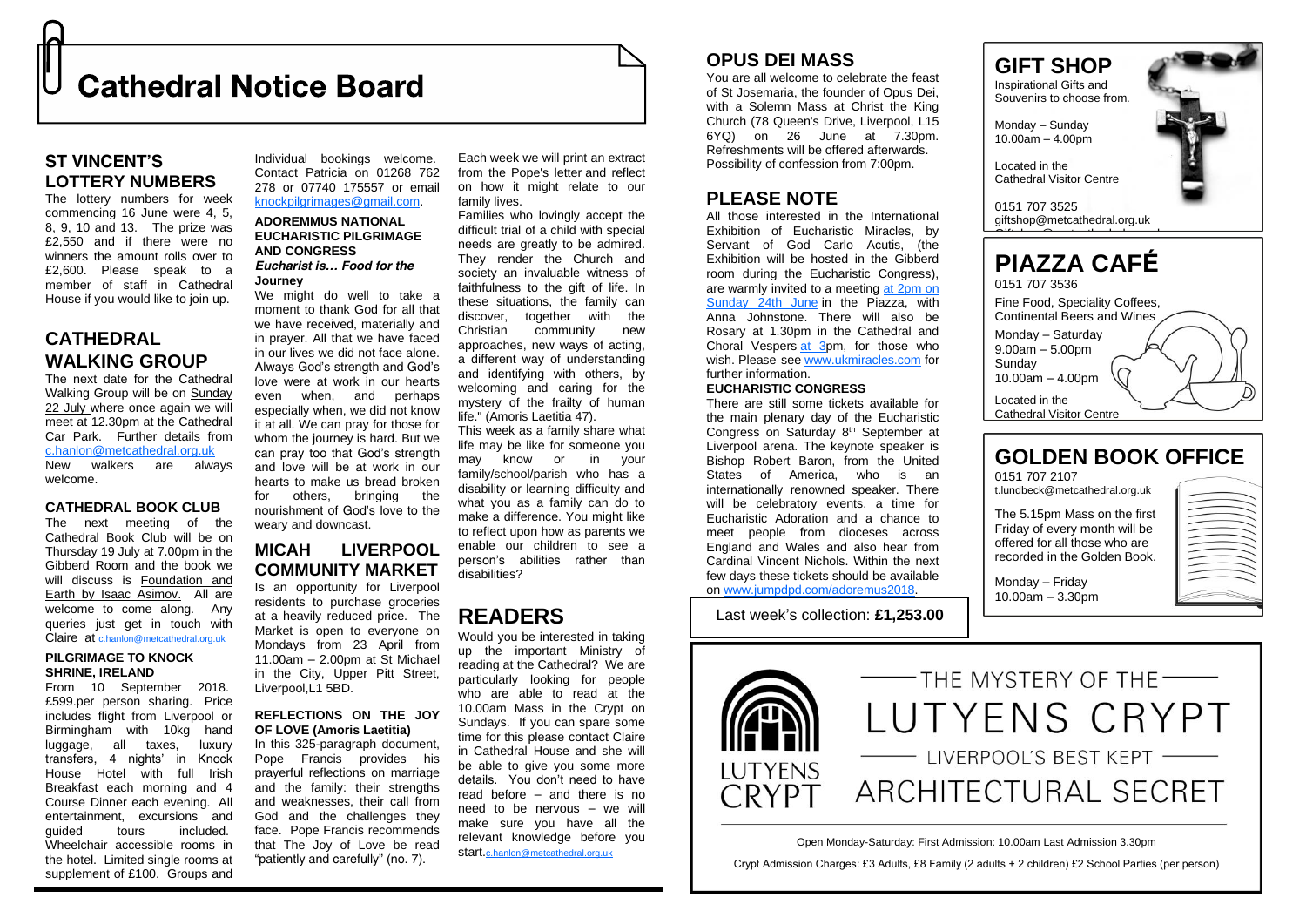# Cathedral Notice Board

## ST VINCENT'S LOTTERY NUMBERS

The lottery numbers for week commencing 16 June were 4, 5, 8, 9, 10 and 13. The prize was £2,550 and if there were no winners the amount rolls over to £2,600. Please speak to a member of staff in Cathedral House if you would like to join up.

## CATHEDRAL WALKING GROUP

The next date for the Cathedral Walking Group will be on Sunday 22 July where once again we will meet at 12.30pm at the Cathedral Car Park. Further details from c.hanlon@metcathedral.org.uk New walkers are always welcome.

### CATHEDRAL BOOK CLUB

The next meeting of the Cathedral Book Club will be on Thursday 19 July at 7.00pm in the Gibberd Room and the book we will discuss is Foundation and Earth by Isaac Asimov. All are welcome to come along. Any queries just get in touch with Claire at c.hanlon@metcathedral.org.uk

### PILGRIMAGE TO KNOCK SHRINE, IRELAND

From 10 September 2018. £599.per person sharing. Price includes flight from Liverpool or Birmingham with 10kg hand luggage, all taxes, luxury transfers, 4 nights' in Knock House Hotel with full Irish Breakfast each morning and 4 Course Dinner each evening. All entertainment, excursions and guided tours included. Wheelchair accessible rooms in the hotel. Limited single rooms at supplement of £100. Groups and Individual bookings welcome. Contact Patricia on 01268 762 278 or 07740 175557 or email knockpilgrimages@gmail.com.

### ADOREMMUS NATIONAL EUCHARISTIC PILGRIMAGE AND CONGRESS

***Eucharist is… Food for the Journey***

We might do well to take a moment to thank God for all that we have received, materially and in prayer. All that we have faced in our lives we did not face alone. Always God's strength and God's love were at work in our hearts even when, and perhaps especially when, we did not know it at all. We can pray for those for whom the journey is hard. But we can pray too that God's strength and love will be at work in our hearts to make us bread broken for others, bringing the nourishment of God's love to the weary and downcast.

## MICAH LIVERPOOL COMMUNITY MARKET

Is an opportunity for Liverpool residents to purchase groceries at a heavily reduced price. The Market is open to everyone on Mondays from 23 April from 11.00am – 2.00pm at St Michael in the City, Upper Pitt Street, Liverpool,L1 5BD.

### REFLECTIONS ON THE JOY OF LOVE (Amoris Laetitia)

In this 325-paragraph document, Pope Francis provides his prayerful reflections on marriage and the family: their strengths and weaknesses, their call from God and the challenges they face. Pope Francis recommends that The Joy of Love be read "patiently and carefully" (no. 7).

Each week we will print an extract from the Pope's letter and reflect on how it might relate to our family lives.

Families who lovingly accept the difficult trial of a child with special needs are greatly to be admired. They render the Church and society an invaluable witness of faithfulness to the gift of life. In these situations, the family can discover, together with the Christian community new approaches, new ways of acting, a different way of understanding and identifying with others, by welcoming and caring for the mystery of the frailty of human life." (Amoris Laetitia 47).

This week as a family share what life may be like for someone you may know or in your family/school/parish who has a disability or learning difficulty and what you as a family can do to make a difference. You might like to reflect upon how as parents we enable our children to see a person's abilities rather than disabilities?

## READERS

Would you be interested in taking up the important Ministry of reading at the Cathedral? We are particularly looking for people who are able to read at the 10.00am Mass in the Crypt on Sundays. If you can spare some time for this please contact Claire in Cathedral House and she will be able to give you some more details. You don't need to have read before – and there is no need to be nervous – we will make sure you have all the relevant knowledge before you start.c.hanlon@metcathedral.org.uk

## OPUS DEI MASS

You are all welcome to celebrate the feast of St Josemaria, the founder of Opus Dei, with a Solemn Mass at Christ the King Church (78 Queen's Drive, Liverpool, L15 6YQ) on 26 June at 7.30pm. Refreshments will be offered afterwards. Possibility of confession from 7:00pm.

## PLEASE NOTE

All those interested in the International Exhibition of Eucharistic Miracles, by Servant of God Carlo Acutis, (the Exhibition will be hosted in the Gibberd room during the Eucharistic Congress), are warmly invited to a meeting at 2pm on Sunday 24th June in the Piazza, with Anna Johnstone. There will also be Rosary at 1.30pm in the Cathedral and Choral Vespers at 3pm, for those who wish. Please see www.ukmiracles.com for further information.

### EUCHARISTIC CONGRESS

There are still some tickets available for the main plenary day of the Eucharistic Congress on Saturday 8th September at Liverpool arena. The keynote speaker is Bishop Robert Baron, from the United States of America, who is an internationally renowned speaker. There will be celebratory events, a time for Eucharistic Adoration and a chance to meet people from dioceses across England and Wales and also hear from Cardinal Vincent Nichols. Within the next few days these tickets should be available on www.jumpdpd.com/adoremus2018.

Last week's collection: **£1,253.00**

## GIFT SHOP

Inspirational Gifts and Souvenirs to choose from.

Monday – Sunday
10.00am – 4.00pm

Located in the Cathedral Visitor Centre

0151 707 3525
giftshop@metcathedral.org.uk

## PIAZZA CAFÉ

0151 707 3536

Fine Food, Speciality Coffees, Continental Beers and Wines

Monday – Saturday
9.00am – 5.00pm
Sunday
10.00am – 4.00pm

Located in the Cathedral Visitor Centre

## GOLDEN BOOK OFFICE

0151 707 2107
t.lundbeck@metcathedral.org.uk

The 5.15pm Mass on the first Friday of every month will be offered for all those who are recorded in the Golden Book.

Monday – Friday
10.00am – 3.30pm

## THE MYSTERY OF THE LUTYENS CRYPT

LUTYENS CRYPT

LIVERPOOL'S BEST KEPT ARCHITECTURAL SECRET

Open Monday-Saturday: First Admission: 10.00am Last Admission 3.30pm

Crypt Admission Charges: £3 Adults, £8 Family (2 adults + 2 children) £2 School Parties (per person)